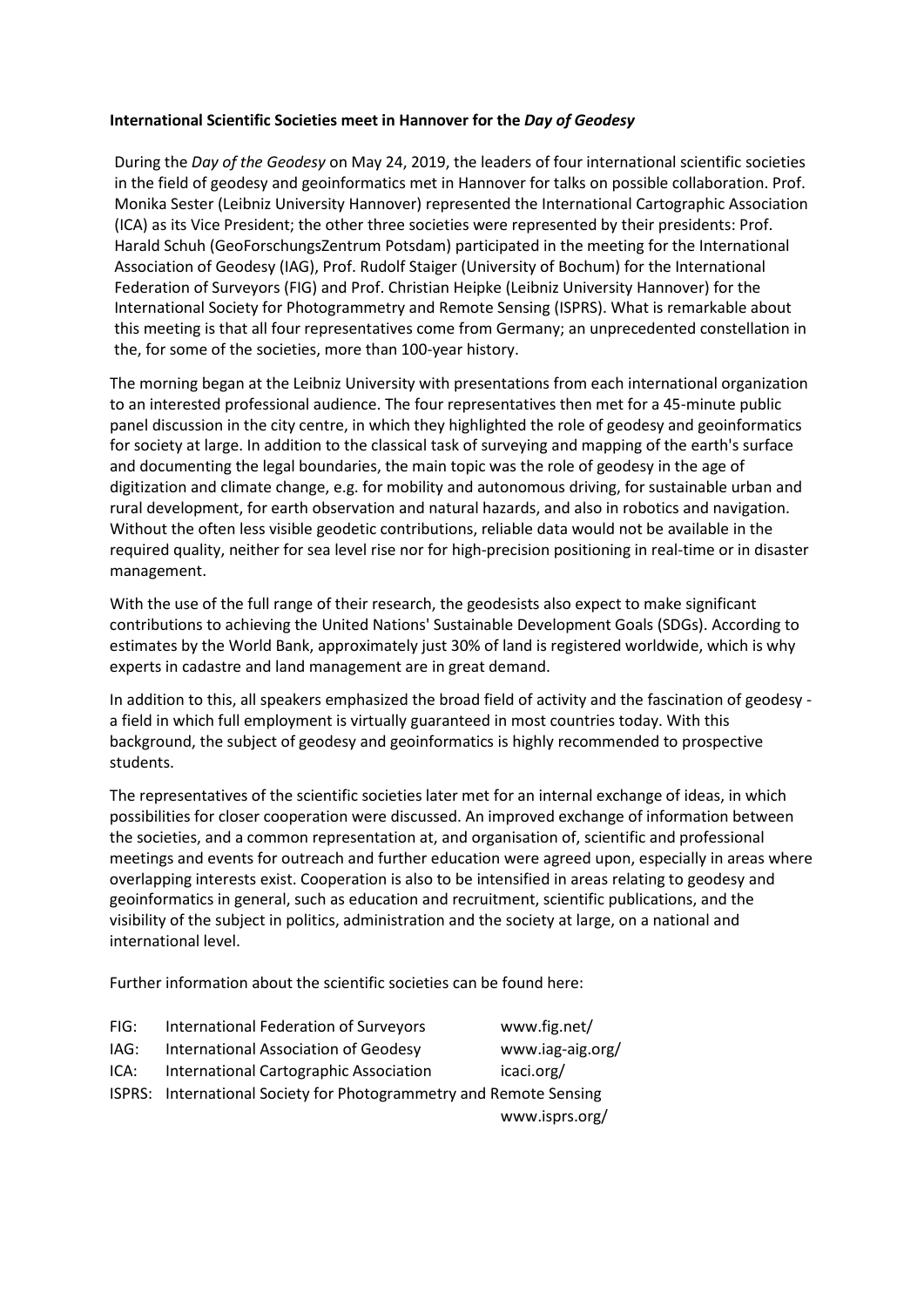**International Scientific Societies meet in Hannover for the *Day of Geodesy***

During the *Day of the Geodesy* on May 24, 2019, the leaders of four international scientific societies in the field of geodesy and geoinformatics met in Hannover for talks on possible collaboration. Prof. Monika Sester (Leibniz University Hannover) represented the International Cartographic Association (ICA) as its Vice President; the other three societies were represented by their presidents: Prof. Harald Schuh (GeoForschungsZentrum Potsdam) participated in the meeting for the International Association of Geodesy (IAG), Prof. Rudolf Staiger (University of Bochum) for the International Federation of Surveyors (FIG) and Prof. Christian Heipke (Leibniz University Hannover) for the International Society for Photogrammetry and Remote Sensing (ISPRS). What is remarkable about this meeting is that all four representatives come from Germany; an unprecedented constellation in the, for some of the societies, more than 100-year history.

The morning began at the Leibniz University with presentations from each international organization to an interested professional audience. The four representatives then met for a 45-minute public panel discussion in the city centre, in which they highlighted the role of geodesy and geoinformatics for society at large. In addition to the classical task of surveying and mapping of the earth's surface and documenting the legal boundaries, the main topic was the role of geodesy in the age of digitization and climate change, e.g. for mobility and autonomous driving, for sustainable urban and rural development, for earth observation and natural hazards, and also in robotics and navigation. Without the often less visible geodetic contributions, reliable data would not be available in the required quality, neither for sea level rise nor for high-precision positioning in real-time or in disaster management.

With the use of the full range of their research, the geodesists also expect to make significant contributions to achieving the United Nations' Sustainable Development Goals (SDGs). According to estimates by the World Bank, approximately just 30% of land is registered worldwide, which is why experts in cadastre and land management are in great demand.

In addition to this, all speakers emphasized the broad field of activity and the fascination of geodesy - a field in which full employment is virtually guaranteed in most countries today. With this background, the subject of geodesy and geoinformatics is highly recommended to prospective students.

The representatives of the scientific societies later met for an internal exchange of ideas, in which possibilities for closer cooperation were discussed. An improved exchange of information between the societies, and a common representation at, and organisation of, scientific and professional meetings and events for outreach and further education were agreed upon, especially in areas where overlapping interests exist. Cooperation is also to be intensified in areas relating to geodesy and geoinformatics in general, such as education and recruitment, scientific publications, and the visibility of the subject in politics, administration and the society at large, on a national and international level.

Further information about the scientific societies can be found here:

| | | |
|---|---|---|
| FIG: | International Federation of Surveyors | www.fig.net/ |
| IAG: | International Association of Geodesy | www.iag-aig.org/ |
| ICA: | International Cartographic Association | icaci.org/ |
| ISPRS: | International Society for Photogrammetry and Remote Sensing | www.isprs.org/ |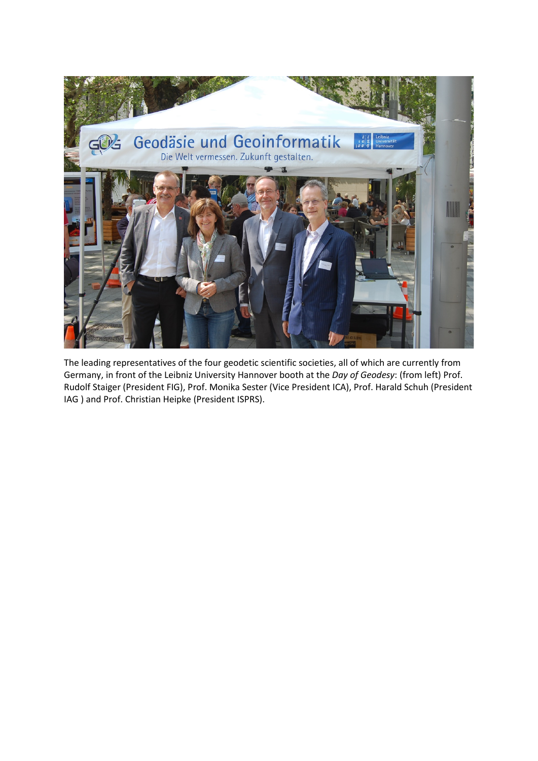The leading representatives of the four geodetic scientific societies, all of which are currently from Germany, in front of the Leibniz University Hannover booth at the *Day of Geodesy*: (from left) Prof. Rudolf Staiger (President FIG), Prof. Monika Sester (Vice President ICA), Prof. Harald Schuh (President IAG ) and Prof. Christian Heipke (President ISPRS).